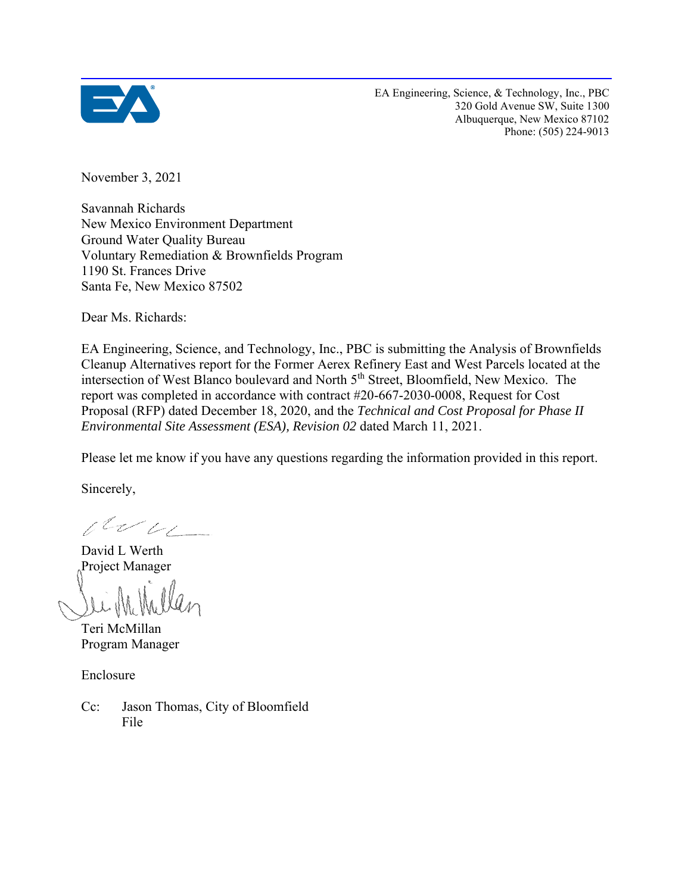EA Engineering, Science, & Technology, Inc., PBC
320 Gold Avenue SW, Suite 1300
Albuquerque, New Mexico 87102
Phone: (505) 224-9013

November 3, 2021

Savannah Richards
New Mexico Environment Department
Ground Water Quality Bureau
Voluntary Remediation & Brownfields Program
1190 St. Frances Drive
Santa Fe, New Mexico 87502

Dear Ms. Richards:

EA Engineering, Science, and Technology, Inc., PBC is submitting the Analysis of Brownfields Cleanup Alternatives report for the Former Aerex Refinery East and West Parcels located at the intersection of West Blanco boulevard and North 5th Street, Bloomfield, New Mexico. The report was completed in accordance with contract #20-667-2030-0008, Request for Cost Proposal (RFP) dated December 18, 2020, and the *Technical and Cost Proposal for Phase II Environmental Site Assessment (ESA), Revision 02* dated March 11, 2021.

Please let me know if you have any questions regarding the information provided in this report.

Sincerely,

David L Werth
Project Manager

Teri McMillan
Program Manager

Enclosure

Cc: Jason Thomas, City of Bloomfield
File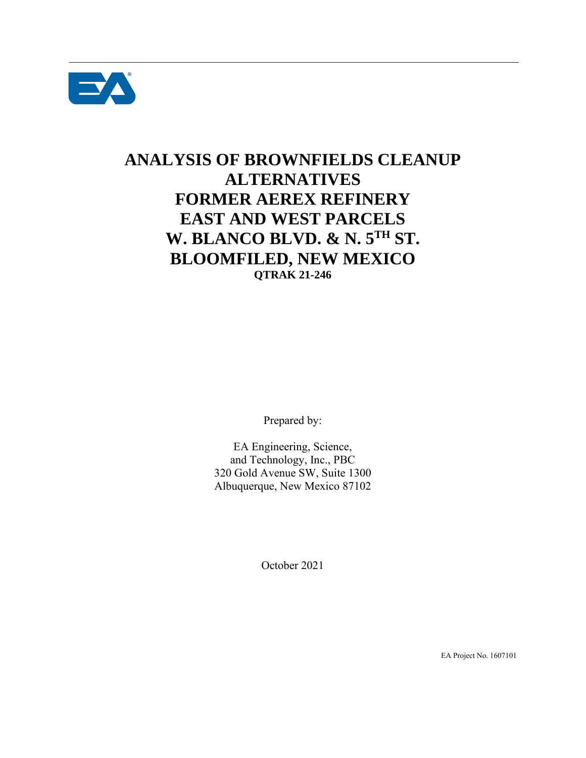# ANALYSIS OF BROWNFIELDS CLEANUP ALTERNATIVES
# FORMER AEREX REFINERY
# EAST AND WEST PARCELS
# W. BLANCO BLVD. & N. 5TH ST.
# BLOOMFILED, NEW MEXICO

**QTRAK 21-246**

Prepared by:

EA Engineering, Science,
and Technology, Inc., PBC
320 Gold Avenue SW, Suite 1300
Albuquerque, New Mexico 87102

October 2021

EA Project No. 1607101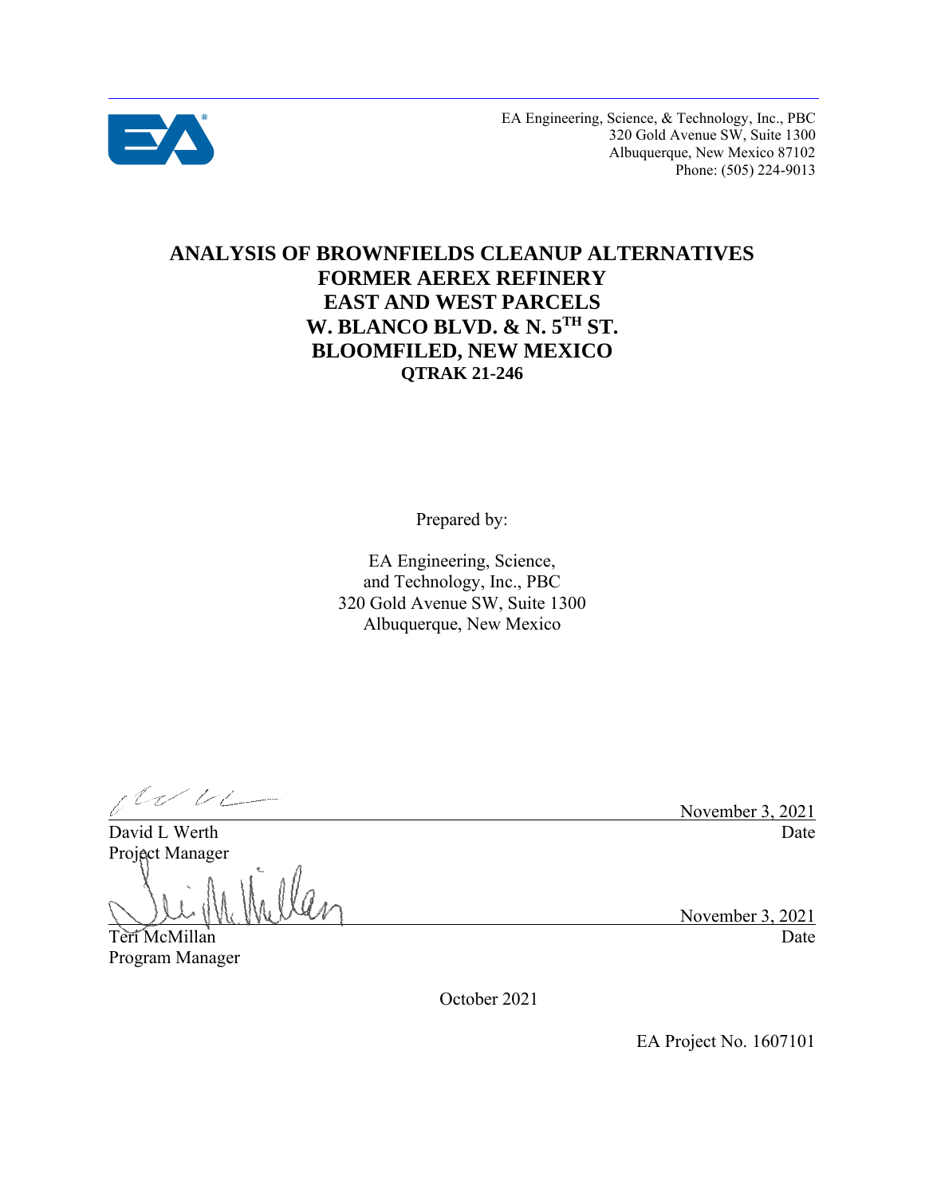EA Engineering, Science, & Technology, Inc., PBC
320 Gold Avenue SW, Suite 1300
Albuquerque, New Mexico 87102
Phone: (505) 224-9013

# ANALYSIS OF BROWNFIELDS CLEANUP ALTERNATIVES
# FORMER AEREX REFINERY
# EAST AND WEST PARCELS
# W. BLANCO BLVD. & N. 5TH ST.
# BLOOMFILED, NEW MEXICO
**QTRAK 21-246**

Prepared by:

EA Engineering, Science,
and Technology, Inc., PBC
320 Gold Avenue SW, Suite 1300
Albuquerque, New Mexico

| | |
|---|---|
| David L Werth<br>Project Manager | November 3, 2021<br>Date |
| Teri McMillan<br>Program Manager | November 3, 2021<br>Date |

October 2021

EA Project No. 1607101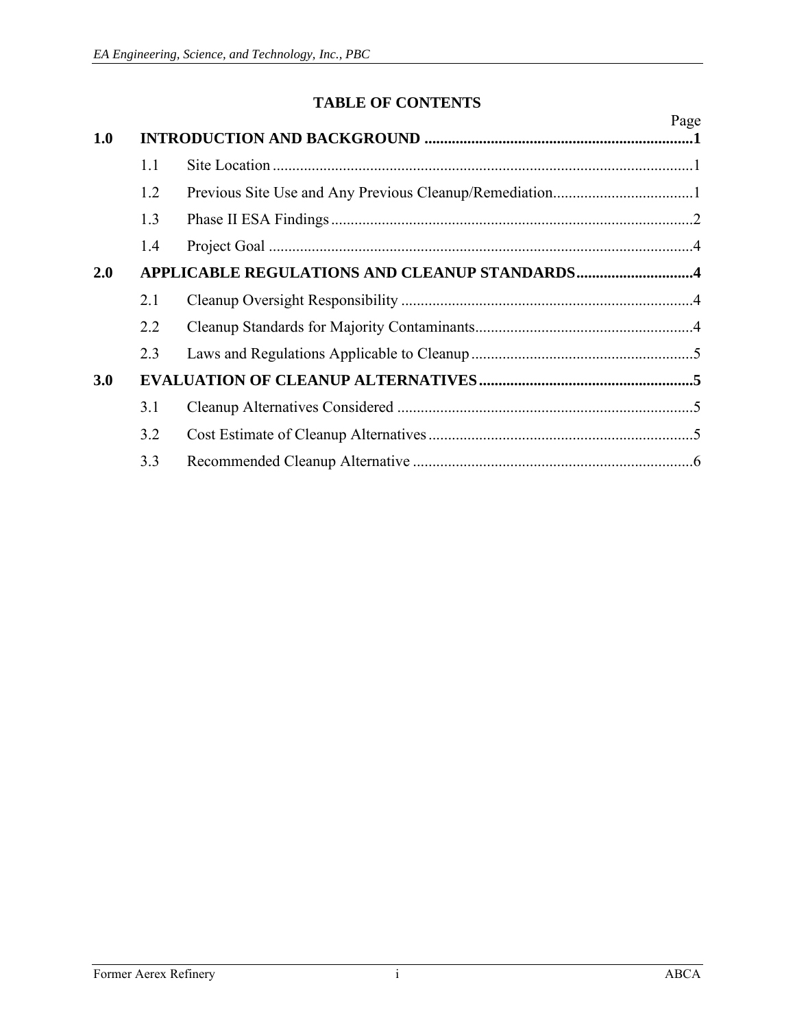# TABLE OF CONTENTS

| | | Page |
|---|---|---|
| **1.0** | **INTRODUCTION AND BACKGROUND** | **1** |
| 1.1 | Site Location | 1 |
| 1.2 | Previous Site Use and Any Previous Cleanup/Remediation | 1 |
| 1.3 | Phase II ESA Findings | 2 |
| 1.4 | Project Goal | 4 |
| **2.0** | **APPLICABLE REGULATIONS AND CLEANUP STANDARDS** | **4** |
| 2.1 | Cleanup Oversight Responsibility | 4 |
| 2.2 | Cleanup Standards for Majority Contaminants | 4 |
| 2.3 | Laws and Regulations Applicable to Cleanup | 5 |
| **3.0** | **EVALUATION OF CLEANUP ALTERNATIVES** | **5** |
| 3.1 | Cleanup Alternatives Considered | 5 |
| 3.2 | Cost Estimate of Cleanup Alternatives | 5 |
| 3.3 | Recommended Cleanup Alternative | 6 |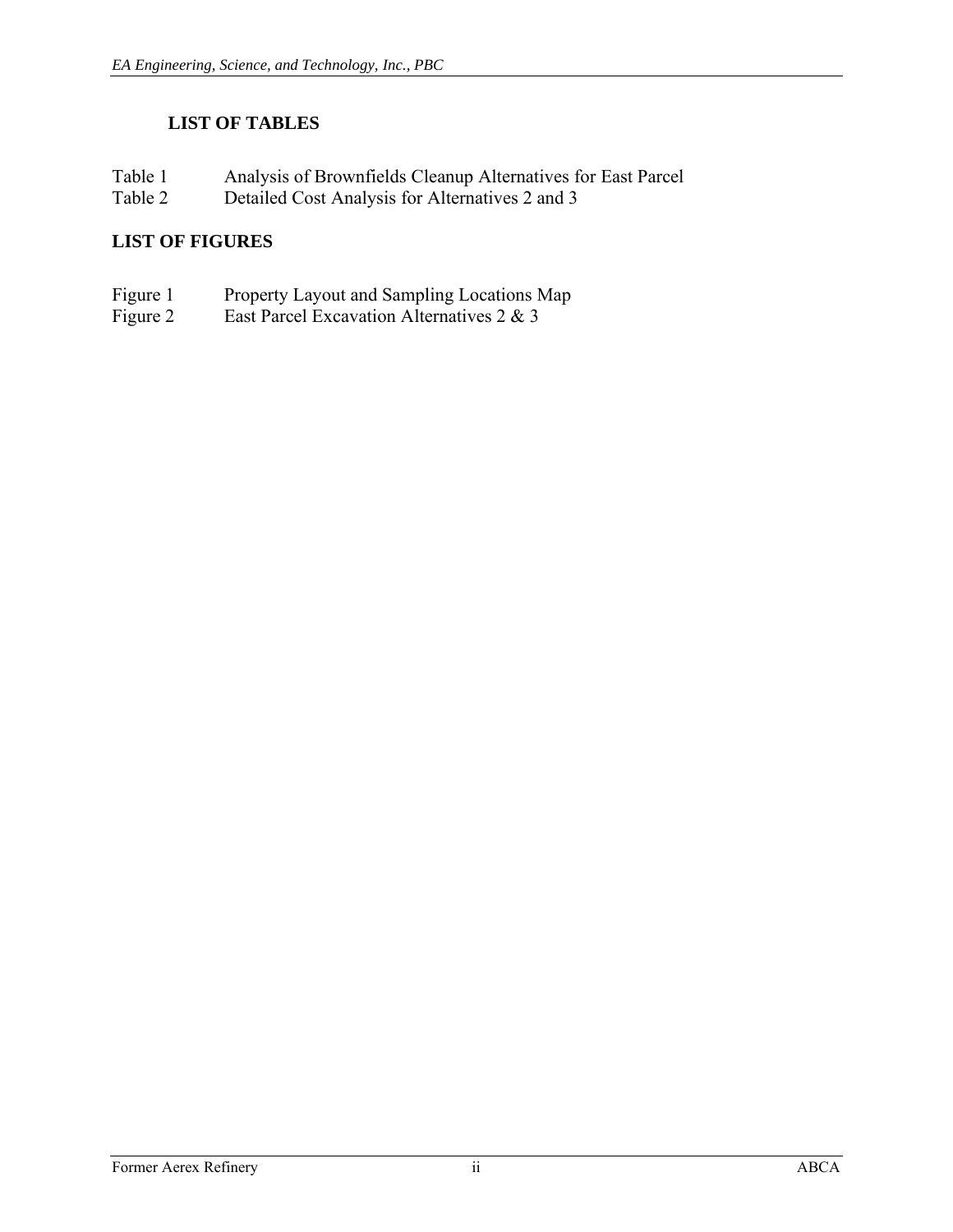## LIST OF TABLES

Table 1 Analysis of Brownfields Cleanup Alternatives for East Parcel
Table 2 Detailed Cost Analysis for Alternatives 2 and 3

## LIST OF FIGURES

Figure 1 Property Layout and Sampling Locations Map
Figure 2 East Parcel Excavation Alternatives 2 & 3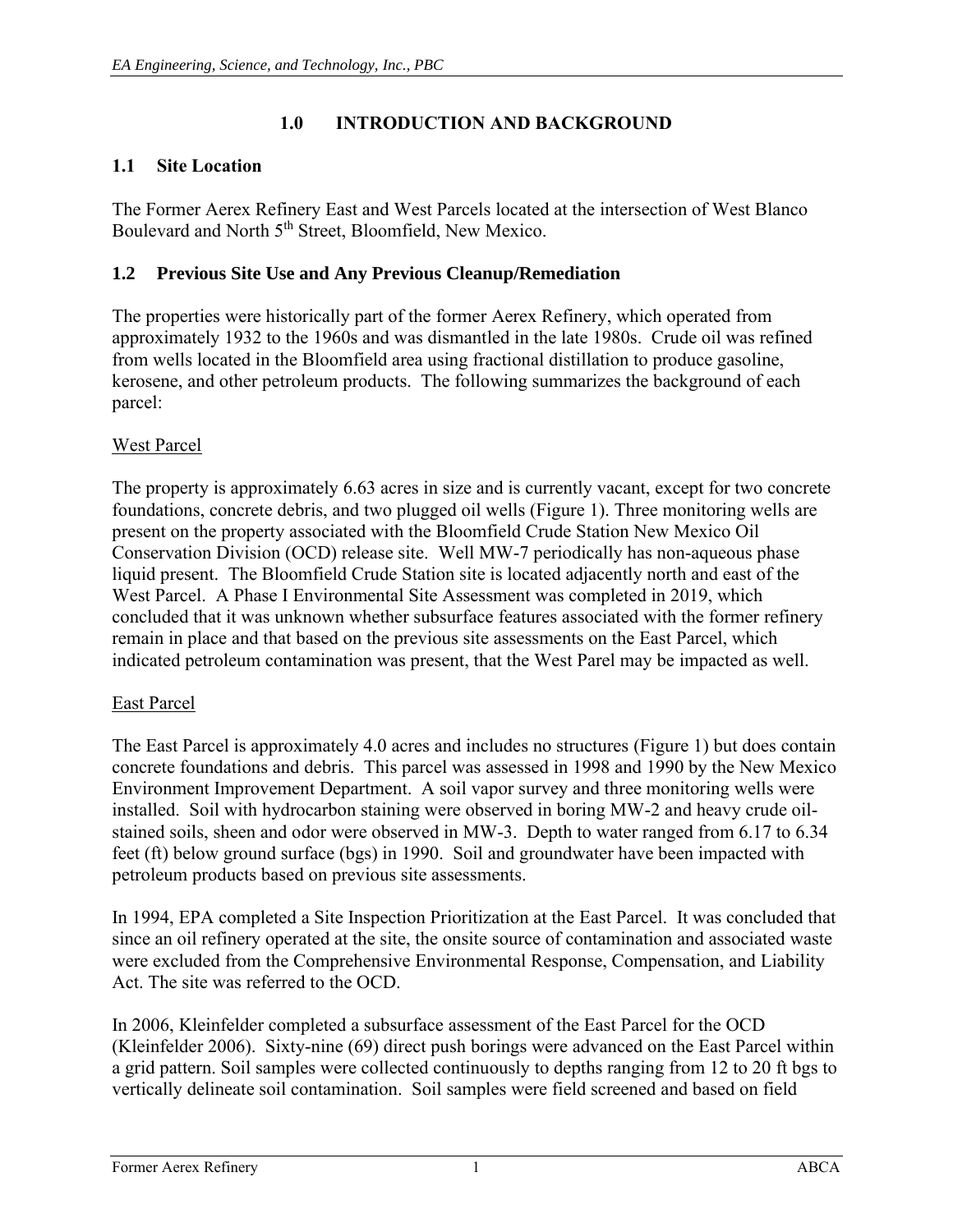# 1.0 INTRODUCTION AND BACKGROUND

## 1.1 Site Location

The Former Aerex Refinery East and West Parcels located at the intersection of West Blanco Boulevard and North 5th Street, Bloomfield, New Mexico.

## 1.2 Previous Site Use and Any Previous Cleanup/Remediation

The properties were historically part of the former Aerex Refinery, which operated from approximately 1932 to the 1960s and was dismantled in the late 1980s. Crude oil was refined from wells located in the Bloomfield area using fractional distillation to produce gasoline, kerosene, and other petroleum products. The following summarizes the background of each parcel:

West Parcel

The property is approximately 6.63 acres in size and is currently vacant, except for two concrete foundations, concrete debris, and two plugged oil wells (Figure 1). Three monitoring wells are present on the property associated with the Bloomfield Crude Station New Mexico Oil Conservation Division (OCD) release site. Well MW-7 periodically has non-aqueous phase liquid present. The Bloomfield Crude Station site is located adjacently north and east of the West Parcel. A Phase I Environmental Site Assessment was completed in 2019, which concluded that it was unknown whether subsurface features associated with the former refinery remain in place and that based on the previous site assessments on the East Parcel, which indicated petroleum contamination was present, that the West Parel may be impacted as well.

East Parcel

The East Parcel is approximately 4.0 acres and includes no structures (Figure 1) but does contain concrete foundations and debris. This parcel was assessed in 1998 and 1990 by the New Mexico Environment Improvement Department. A soil vapor survey and three monitoring wells were installed. Soil with hydrocarbon staining were observed in boring MW-2 and heavy crude oil-stained soils, sheen and odor were observed in MW-3. Depth to water ranged from 6.17 to 6.34 feet (ft) below ground surface (bgs) in 1990. Soil and groundwater have been impacted with petroleum products based on previous site assessments.

In 1994, EPA completed a Site Inspection Prioritization at the East Parcel. It was concluded that since an oil refinery operated at the site, the onsite source of contamination and associated waste were excluded from the Comprehensive Environmental Response, Compensation, and Liability Act. The site was referred to the OCD.

In 2006, Kleinfelder completed a subsurface assessment of the East Parcel for the OCD (Kleinfelder 2006). Sixty-nine (69) direct push borings were advanced on the East Parcel within a grid pattern. Soil samples were collected continuously to depths ranging from 12 to 20 ft bgs to vertically delineate soil contamination. Soil samples were field screened and based on field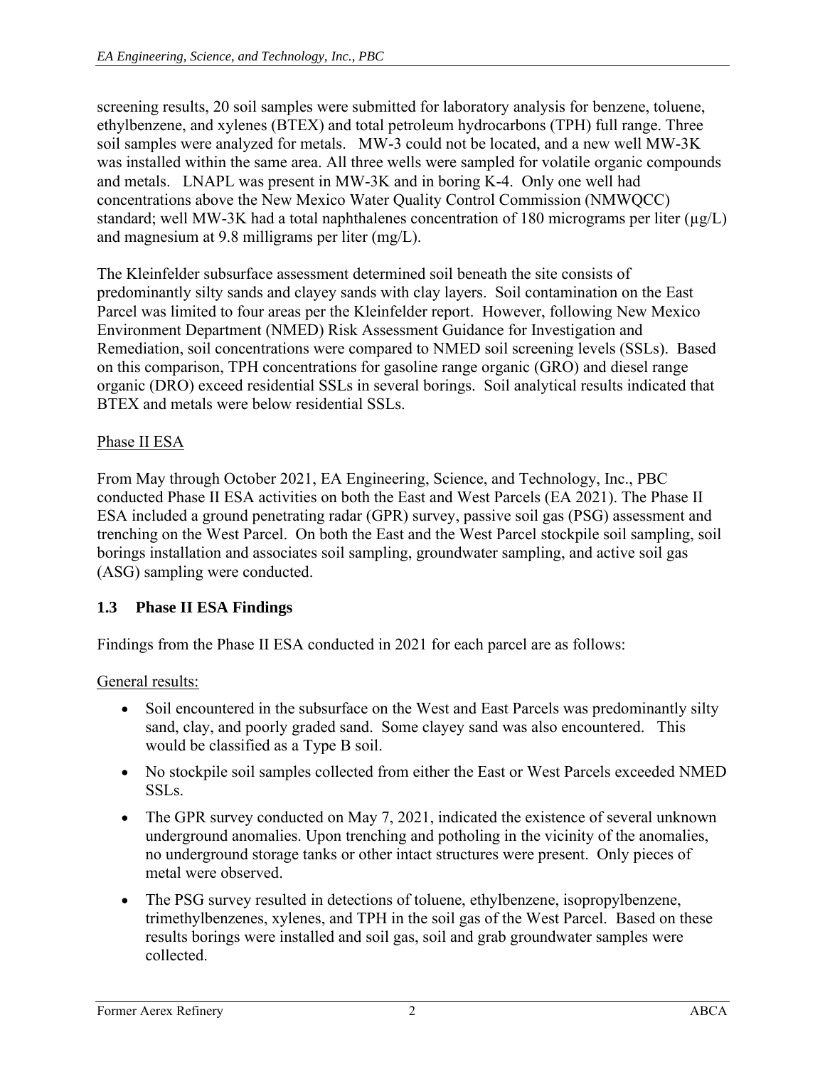screening results, 20 soil samples were submitted for laboratory analysis for benzene, toluene, ethylbenzene, and xylenes (BTEX) and total petroleum hydrocarbons (TPH) full range. Three soil samples were analyzed for metals. MW-3 could not be located, and a new well MW-3K was installed within the same area. All three wells were sampled for volatile organic compounds and metals. LNAPL was present in MW-3K and in boring K-4. Only one well had concentrations above the New Mexico Water Quality Control Commission (NMWQCC) standard; well MW-3K had a total naphthalenes concentration of 180 micrograms per liter (μg/L) and magnesium at 9.8 milligrams per liter (mg/L).

The Kleinfelder subsurface assessment determined soil beneath the site consists of predominantly silty sands and clayey sands with clay layers. Soil contamination on the East Parcel was limited to four areas per the Kleinfelder report. However, following New Mexico Environment Department (NMED) Risk Assessment Guidance for Investigation and Remediation, soil concentrations were compared to NMED soil screening levels (SSLs). Based on this comparison, TPH concentrations for gasoline range organic (GRO) and diesel range organic (DRO) exceed residential SSLs in several borings. Soil analytical results indicated that BTEX and metals were below residential SSLs.

Phase II ESA

From May through October 2021, EA Engineering, Science, and Technology, Inc., PBC conducted Phase II ESA activities on both the East and West Parcels (EA 2021). The Phase II ESA included a ground penetrating radar (GPR) survey, passive soil gas (PSG) assessment and trenching on the West Parcel. On both the East and the West Parcel stockpile soil sampling, soil borings installation and associates soil sampling, groundwater sampling, and active soil gas (ASG) sampling were conducted.

### 1.3 Phase II ESA Findings

Findings from the Phase II ESA conducted in 2021 for each parcel are as follows:

General results:

- Soil encountered in the subsurface on the West and East Parcels was predominantly silty sand, clay, and poorly graded sand. Some clayey sand was also encountered. This would be classified as a Type B soil.
- No stockpile soil samples collected from either the East or West Parcels exceeded NMED SSLs.
- The GPR survey conducted on May 7, 2021, indicated the existence of several unknown underground anomalies. Upon trenching and potholing in the vicinity of the anomalies, no underground storage tanks or other intact structures were present. Only pieces of metal were observed.
- The PSG survey resulted in detections of toluene, ethylbenzene, isopropylbenzene, trimethylbenzenes, xylenes, and TPH in the soil gas of the West Parcel. Based on these results borings were installed and soil gas, soil and grab groundwater samples were collected.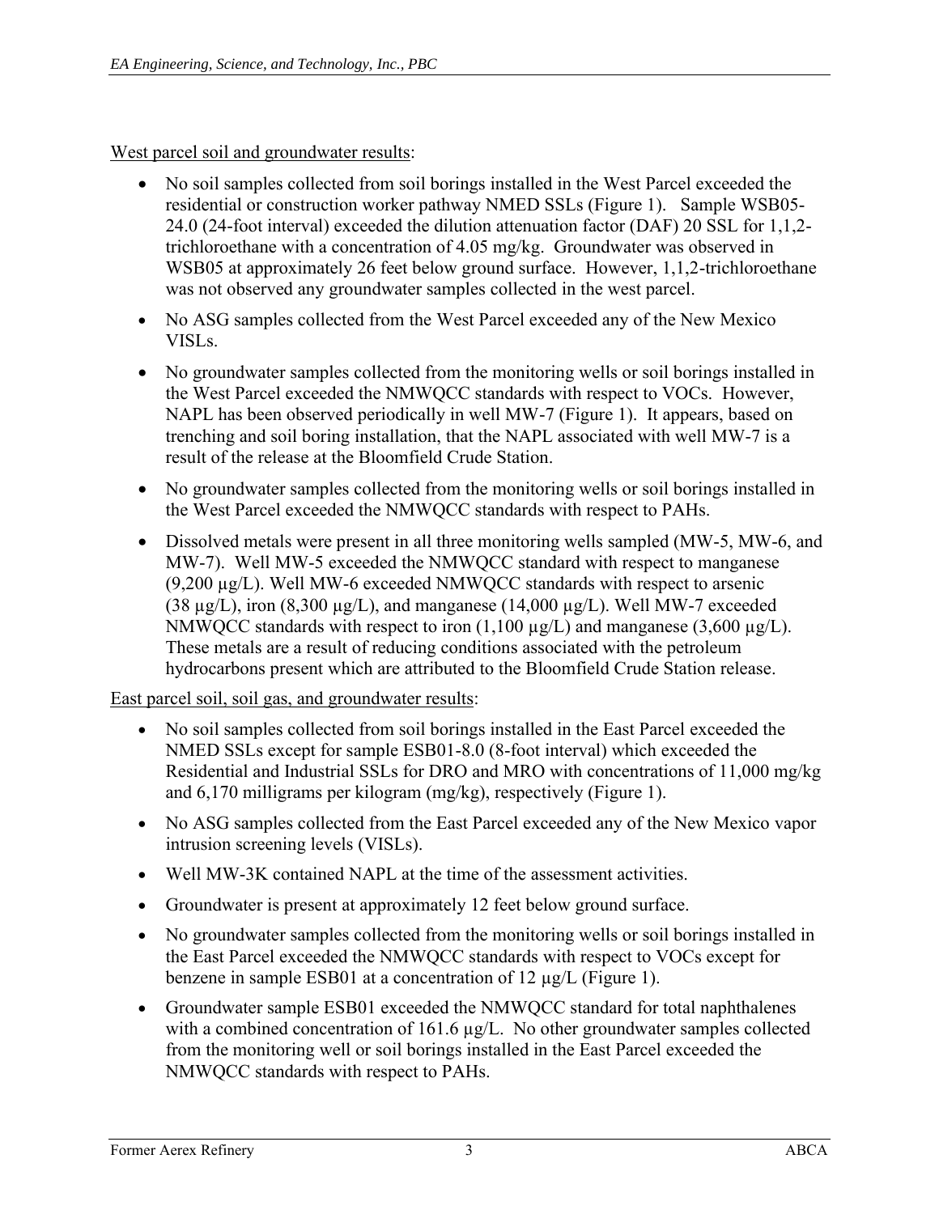West parcel soil and groundwater results:

- No soil samples collected from soil borings installed in the West Parcel exceeded the residential or construction worker pathway NMED SSLs (Figure 1). Sample WSB05-24.0 (24-foot interval) exceeded the dilution attenuation factor (DAF) 20 SSL for 1,1,2-trichloroethane with a concentration of 4.05 mg/kg. Groundwater was observed in WSB05 at approximately 26 feet below ground surface. However, 1,1,2-trichloroethane was not observed any groundwater samples collected in the west parcel.
- No ASG samples collected from the West Parcel exceeded any of the New Mexico VISLs.
- No groundwater samples collected from the monitoring wells or soil borings installed in the West Parcel exceeded the NMWQCC standards with respect to VOCs. However, NAPL has been observed periodically in well MW-7 (Figure 1). It appears, based on trenching and soil boring installation, that the NAPL associated with well MW-7 is a result of the release at the Bloomfield Crude Station.
- No groundwater samples collected from the monitoring wells or soil borings installed in the West Parcel exceeded the NMWQCC standards with respect to PAHs.
- Dissolved metals were present in all three monitoring wells sampled (MW-5, MW-6, and MW-7). Well MW-5 exceeded the NMWQCC standard with respect to manganese (9,200 µg/L). Well MW-6 exceeded NMWQCC standards with respect to arsenic (38 µg/L), iron (8,300 µg/L), and manganese (14,000 µg/L). Well MW-7 exceeded NMWQCC standards with respect to iron (1,100 µg/L) and manganese (3,600 µg/L). These metals are a result of reducing conditions associated with the petroleum hydrocarbons present which are attributed to the Bloomfield Crude Station release.

East parcel soil, soil gas, and groundwater results:

- No soil samples collected from soil borings installed in the East Parcel exceeded the NMED SSLs except for sample ESB01-8.0 (8-foot interval) which exceeded the Residential and Industrial SSLs for DRO and MRO with concentrations of 11,000 mg/kg and 6,170 milligrams per kilogram (mg/kg), respectively (Figure 1).
- No ASG samples collected from the East Parcel exceeded any of the New Mexico vapor intrusion screening levels (VISLs).
- Well MW-3K contained NAPL at the time of the assessment activities.
- Groundwater is present at approximately 12 feet below ground surface.
- No groundwater samples collected from the monitoring wells or soil borings installed in the East Parcel exceeded the NMWQCC standards with respect to VOCs except for benzene in sample ESB01 at a concentration of 12 µg/L (Figure 1).
- Groundwater sample ESB01 exceeded the NMWQCC standard for total naphthalenes with a combined concentration of 161.6 µg/L. No other groundwater samples collected from the monitoring well or soil borings installed in the East Parcel exceeded the NMWQCC standards with respect to PAHs.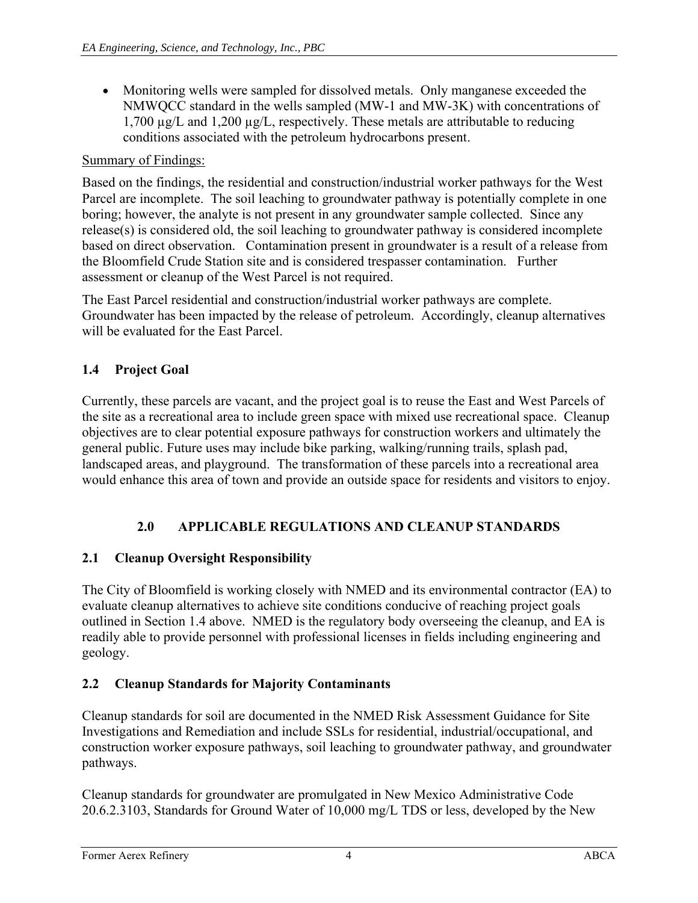- Monitoring wells were sampled for dissolved metals. Only manganese exceeded the NMWQCC standard in the wells sampled (MW-1 and MW-3K) with concentrations of 1,700 µg/L and 1,200 µg/L, respectively. These metals are attributable to reducing conditions associated with the petroleum hydrocarbons present.

Summary of Findings:

Based on the findings, the residential and construction/industrial worker pathways for the West Parcel are incomplete. The soil leaching to groundwater pathway is potentially complete in one boring; however, the analyte is not present in any groundwater sample collected. Since any release(s) is considered old, the soil leaching to groundwater pathway is considered incomplete based on direct observation. Contamination present in groundwater is a result of a release from the Bloomfield Crude Station site and is considered trespasser contamination. Further assessment or cleanup of the West Parcel is not required.

The East Parcel residential and construction/industrial worker pathways are complete. Groundwater has been impacted by the release of petroleum. Accordingly, cleanup alternatives will be evaluated for the East Parcel.

### 1.4 Project Goal

Currently, these parcels are vacant, and the project goal is to reuse the East and West Parcels of the site as a recreational area to include green space with mixed use recreational space. Cleanup objectives are to clear potential exposure pathways for construction workers and ultimately the general public. Future uses may include bike parking, walking/running trails, splash pad, landscaped areas, and playground. The transformation of these parcels into a recreational area would enhance this area of town and provide an outside space for residents and visitors to enjoy.

## 2.0 APPLICABLE REGULATIONS AND CLEANUP STANDARDS

### 2.1 Cleanup Oversight Responsibility

The City of Bloomfield is working closely with NMED and its environmental contractor (EA) to evaluate cleanup alternatives to achieve site conditions conducive of reaching project goals outlined in Section 1.4 above. NMED is the regulatory body overseeing the cleanup, and EA is readily able to provide personnel with professional licenses in fields including engineering and geology.

### 2.2 Cleanup Standards for Majority Contaminants

Cleanup standards for soil are documented in the NMED Risk Assessment Guidance for Site Investigations and Remediation and include SSLs for residential, industrial/occupational, and construction worker exposure pathways, soil leaching to groundwater pathway, and groundwater pathways.

Cleanup standards for groundwater are promulgated in New Mexico Administrative Code 20.6.2.3103, Standards for Ground Water of 10,000 mg/L TDS or less, developed by the New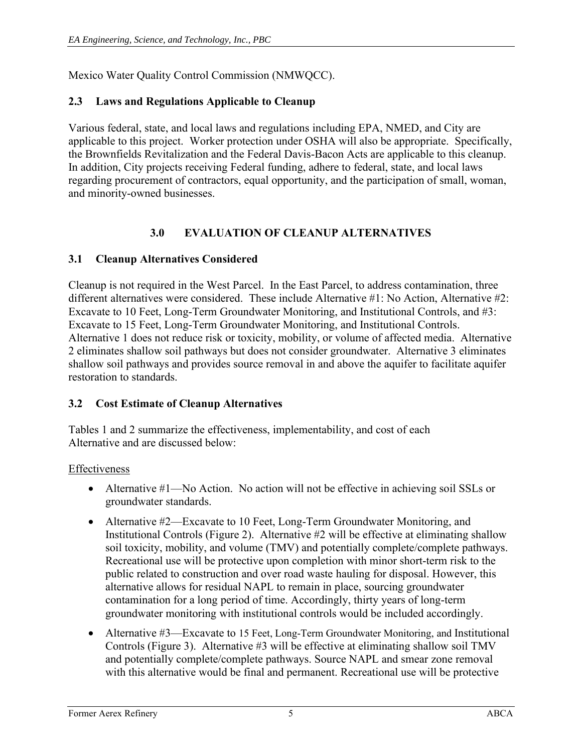Mexico Water Quality Control Commission (NMWQCC).

### 2.3 Laws and Regulations Applicable to Cleanup

Various federal, state, and local laws and regulations including EPA, NMED, and City are applicable to this project. Worker protection under OSHA will also be appropriate. Specifically, the Brownfields Revitalization and the Federal Davis-Bacon Acts are applicable to this cleanup. In addition, City projects receiving Federal funding, adhere to federal, state, and local laws regarding procurement of contractors, equal opportunity, and the participation of small, woman, and minority-owned businesses.

## 3.0 EVALUATION OF CLEANUP ALTERNATIVES

### 3.1 Cleanup Alternatives Considered

Cleanup is not required in the West Parcel. In the East Parcel, to address contamination, three different alternatives were considered. These include Alternative #1: No Action, Alternative #2: Excavate to 10 Feet, Long-Term Groundwater Monitoring, and Institutional Controls, and #3: Excavate to 15 Feet, Long-Term Groundwater Monitoring, and Institutional Controls. Alternative 1 does not reduce risk or toxicity, mobility, or volume of affected media. Alternative 2 eliminates shallow soil pathways but does not consider groundwater. Alternative 3 eliminates shallow soil pathways and provides source removal in and above the aquifer to facilitate aquifer restoration to standards.

### 3.2 Cost Estimate of Cleanup Alternatives

Tables 1 and 2 summarize the effectiveness, implementability, and cost of each Alternative and are discussed below:

<u>Effectiveness</u>

- Alternative #1—No Action. No action will not be effective in achieving soil SSLs or groundwater standards.
- Alternative #2—Excavate to 10 Feet, Long-Term Groundwater Monitoring, and Institutional Controls (Figure 2). Alternative #2 will be effective at eliminating shallow soil toxicity, mobility, and volume (TMV) and potentially complete/complete pathways. Recreational use will be protective upon completion with minor short-term risk to the public related to construction and over road waste hauling for disposal. However, this alternative allows for residual NAPL to remain in place, sourcing groundwater contamination for a long period of time. Accordingly, thirty years of long-term groundwater monitoring with institutional controls would be included accordingly.
- Alternative #3—Excavate to 15 Feet, Long-Term Groundwater Monitoring, and Institutional Controls (Figure 3). Alternative #3 will be effective at eliminating shallow soil TMV and potentially complete/complete pathways. Source NAPL and smear zone removal with this alternative would be final and permanent. Recreational use will be protective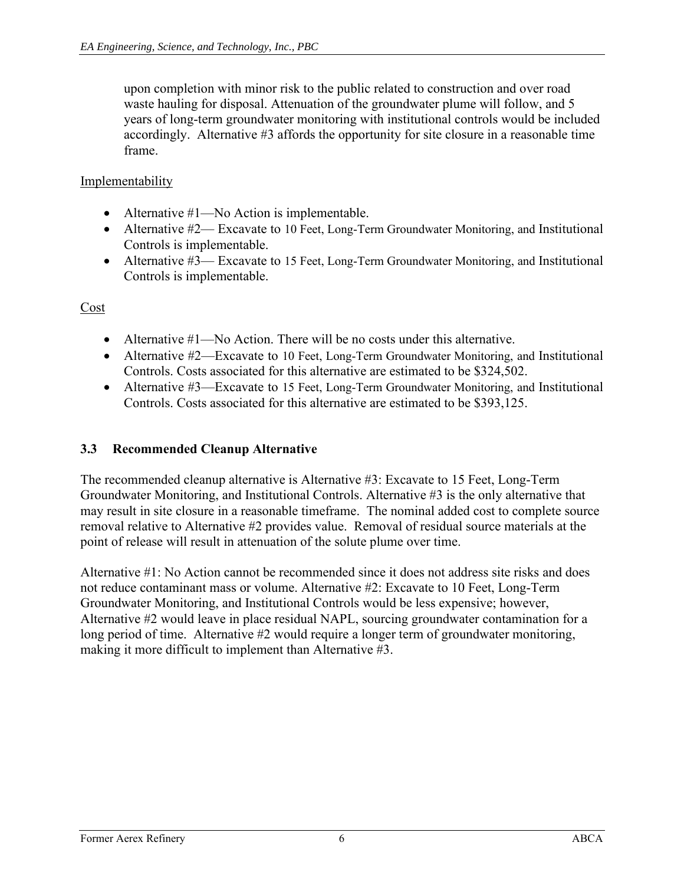upon completion with minor risk to the public related to construction and over road waste hauling for disposal. Attenuation of the groundwater plume will follow, and 5 years of long-term groundwater monitoring with institutional controls would be included accordingly. Alternative #3 affords the opportunity for site closure in a reasonable time frame.

Implementability

- Alternative #1—No Action is implementable.
- Alternative #2— Excavate to 10 Feet, Long-Term Groundwater Monitoring, and Institutional Controls is implementable.
- Alternative #3— Excavate to 15 Feet, Long-Term Groundwater Monitoring, and Institutional Controls is implementable.

Cost

- Alternative #1—No Action. There will be no costs under this alternative.
- Alternative #2—Excavate to 10 Feet, Long-Term Groundwater Monitoring, and Institutional Controls. Costs associated for this alternative are estimated to be $324,502.
- Alternative #3—Excavate to 15 Feet, Long-Term Groundwater Monitoring, and Institutional Controls. Costs associated for this alternative are estimated to be $393,125.

### 3.3 Recommended Cleanup Alternative

The recommended cleanup alternative is Alternative #3: Excavate to 15 Feet, Long-Term Groundwater Monitoring, and Institutional Controls. Alternative #3 is the only alternative that may result in site closure in a reasonable timeframe. The nominal added cost to complete source removal relative to Alternative #2 provides value. Removal of residual source materials at the point of release will result in attenuation of the solute plume over time.

Alternative #1: No Action cannot be recommended since it does not address site risks and does not reduce contaminant mass or volume. Alternative #2: Excavate to 10 Feet, Long-Term Groundwater Monitoring, and Institutional Controls would be less expensive; however, Alternative #2 would leave in place residual NAPL, sourcing groundwater contamination for a long period of time. Alternative #2 would require a longer term of groundwater monitoring, making it more difficult to implement than Alternative #3.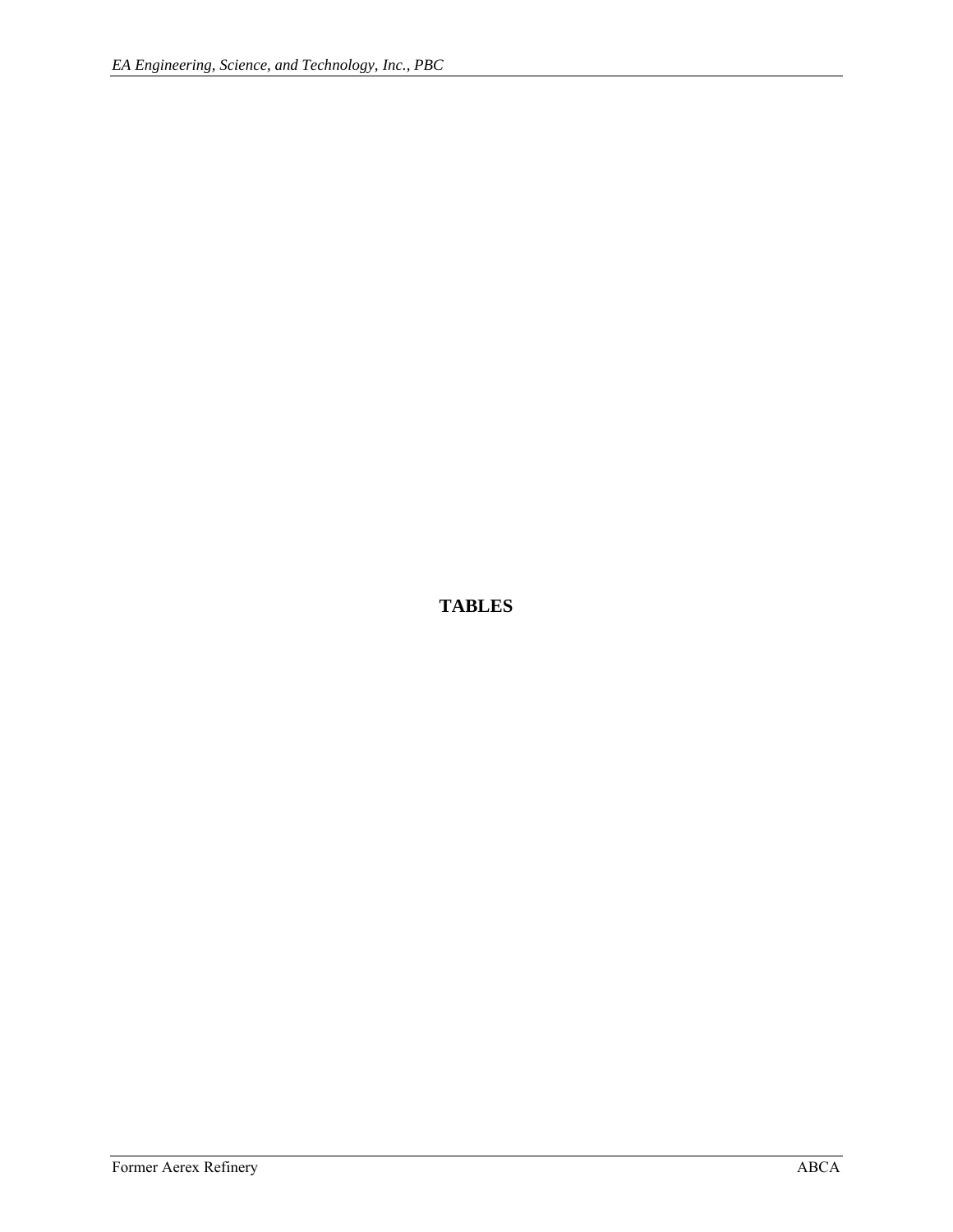**TABLES**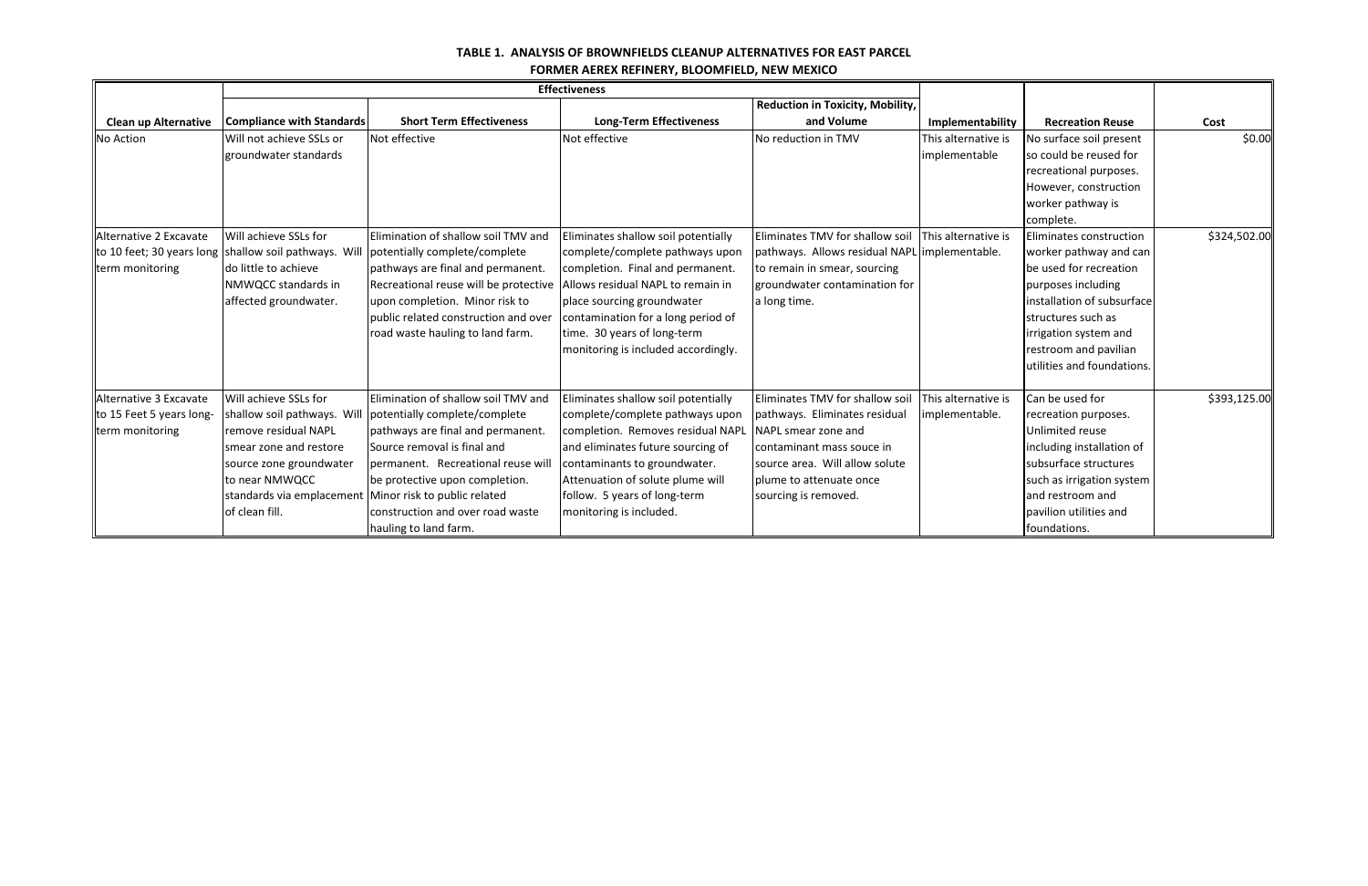**TABLE 1. ANALYSIS OF BROWNFIELDS CLEANUP ALTERNATIVES FOR EAST PARCEL**

**FORMER AEREX REFINERY, BLOOMFIELD, NEW MEXICO**

| | Effectiveness | | | | | | |
|---|---|---|---|---|---|---|---|
| **Clean up Alternative** | **Compliance with Standards** | **Short Term Effectiveness** | **Long-Term Effectiveness** | **Reduction in Toxicity, Mobility, and Volume** | **Implementability** | **Recreation Reuse** | **Cost** |
| No Action | Will not achieve SSLs or groundwater standards | Not effective | Not effective | No reduction in TMV | This alternative is implementable | No surface soil present so could be reused for recreational purposes. However, construction worker pathway is complete. | $0.00 |
| Alternative 2 Excavate to 10 feet; 30 years long term monitoring | Will achieve SSLs for shallow soil pathways. Will do little to achieve NMWQCC standards in affected groundwater. | Elimination of shallow soil TMV and potentially complete/complete pathways are final and permanent. Recreational reuse will be protective upon completion. Minor risk to public related construction and over road waste hauling to land farm. | Eliminates shallow soil potentially complete/complete pathways upon completion. Final and permanent. Allows residual NAPL to remain in place sourcing groundwater contamination for a long period of time. 30 years of long-term monitoring is included accordingly. | Eliminates TMV for shallow soil pathways. Allows residual NAPL to remain in smear, sourcing groundwater contamination for a long time. | This alternative is implementable. | Eliminates construction worker pathway and can be used for recreation purposes including installation of subsurface structures such as irrigation system and restroom and pavilian utilities and foundations. | $324,502.00 |
| Alternative 3 Excavate to 15 Feet 5 years long-term monitoring | Will achieve SSLs for shallow soil pathways. Will remove residual NAPL smear zone and restore source zone groundwater to near NMWQCC standards via emplacement of clean fill. | Elimination of shallow soil TMV and potentially complete/complete pathways are final and permanent. Source removal is final and permanent. Recreational reuse will be protective upon completion. Minor risk to public related construction and over road waste hauling to land farm. | Eliminates shallow soil potentially complete/complete pathways upon completion. Removes residual NAPL and eliminates future sourcing of contaminants to groundwater. Attenuation of solute plume will follow. 5 years of long-term monitoring is included. | Eliminates TMV for shallow soil pathways. Eliminates residual NAPL smear zone and contaminant mass souce in source area. Will allow solute plume to attenuate once sourcing is removed. | This alternative is implementable. | Can be used for recreation purposes. Unlimited reuse including installation of subsurface structures such as irrigation system and restroom and pavilion utilities and foundations. | $393,125.00 |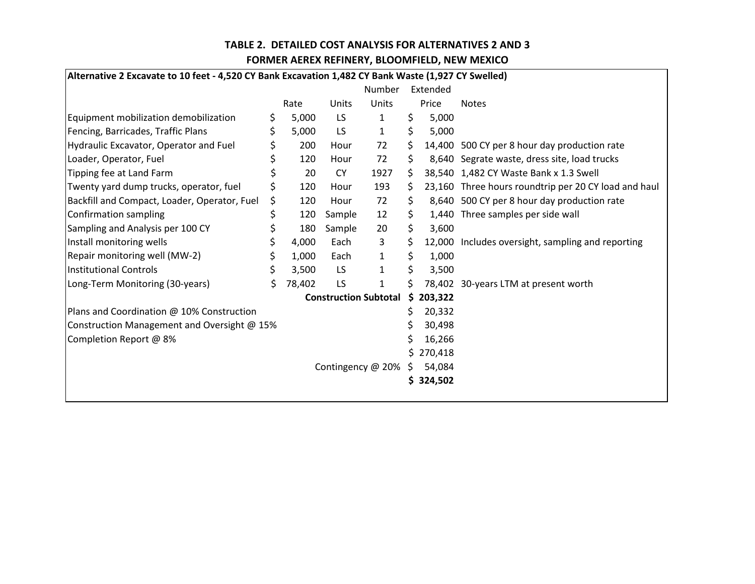# TABLE 2. DETAILED COST ANALYSIS FOR ALTERNATIVES 2 AND 3
## FORMER AEREX REFINERY, BLOOMFIELD, NEW MEXICO

**Alternative 2 Excavate to 10 feet - 4,520 CY Bank Excavation 1,482 CY Bank Waste (1,927 CY Swelled)**

| | Rate | Units | Number Units | Extended Price | Notes |
|---|---|---|---|---|---|
| Equipment mobilization demobilization | $ 5,000 | LS | 1 | $ 5,000 | |
| Fencing, Barricades, Traffic Plans | $ 5,000 | LS | 1 | $ 5,000 | |
| Hydraulic Excavator, Operator and Fuel | $ 200 | Hour | 72 | $ 14,400 | 500 CY per 8 hour day production rate |
| Loader, Operator, Fuel | $ 120 | Hour | 72 | $ 8,640 | Segrate waste, dress site, load trucks |
| Tipping fee at Land Farm | $ 20 | CY | 1927 | $ 38,540 | 1,482 CY Waste Bank x 1.3 Swell |
| Twenty yard dump trucks, operator, fuel | $ 120 | Hour | 193 | $ 23,160 | Three hours roundtrip per 20 CY load and haul |
| Backfill and Compact, Loader, Operator, Fuel | $ 120 | Hour | 72 | $ 8,640 | 500 CY per 8 hour day production rate |
| Confirmation sampling | $ 120 | Sample | 12 | $ 1,440 | Three samples per side wall |
| Sampling and Analysis per 100 CY | $ 180 | Sample | 20 | $ 3,600 | |
| Install monitoring wells | $ 4,000 | Each | 3 | $ 12,000 | Includes oversight, sampling and reporting |
| Repair monitoring well (MW-2) | $ 1,000 | Each | 1 | $ 1,000 | |
| Institutional Controls | $ 3,500 | LS | 1 | $ 3,500 | |
| Long-Term Monitoring (30-years) | $ 78,402 | LS | 1 | $ 78,402 | 30-years LTM at present worth |
| | | **Construction Subtotal** | | **$ 203,322** | |
| Plans and Coordination @ 10% Construction | | | | $ 20,332 | |
| Construction Management and Oversight @ 15% | | | | $ 30,498 | |
| Completion Report @ 8% | | | | $ 16,266 | |
| | | | | $ 270,418 | |
| | | Contingency @ 20% | | $ 54,084 | |
| | | | | **$ 324,502** | |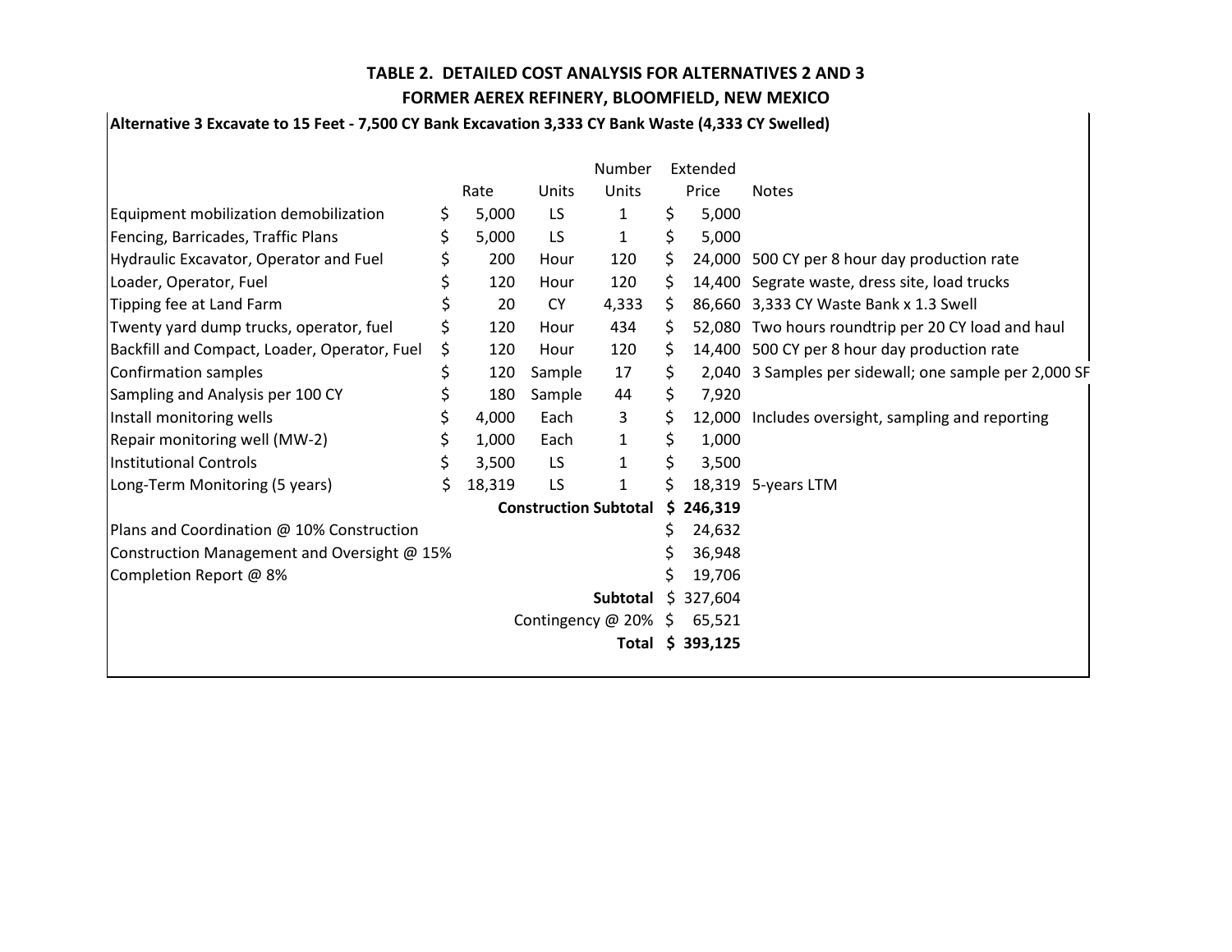# TABLE 2. DETAILED COST ANALYSIS FOR ALTERNATIVES 2 AND 3
## FORMER AEREX REFINERY, BLOOMFIELD, NEW MEXICO

**Alternative 3 Excavate to 15 Feet - 7,500 CY Bank Excavation 3,333 CY Bank Waste (4,333 CY Swelled)**

| | Rate | Units | Number Units | Extended Price | Notes |
|---|---|---|---|---|---|
| Equipment mobilization demobilization | $ 5,000 | LS | 1 | $ 5,000 | |
| Fencing, Barricades, Traffic Plans | $ 5,000 | LS | 1 | $ 5,000 | |
| Hydraulic Excavator, Operator and Fuel | $ 200 | Hour | 120 | $ 24,000 | 500 CY per 8 hour day production rate |
| Loader, Operator, Fuel | $ 120 | Hour | 120 | $ 14,400 | Segrate waste, dress site, load trucks |
| Tipping fee at Land Farm | $ 20 | CY | 4,333 | $ 86,660 | 3,333 CY Waste Bank x 1.3 Swell |
| Twenty yard dump trucks, operator, fuel | $ 120 | Hour | 434 | $ 52,080 | Two hours roundtrip per 20 CY load and haul |
| Backfill and Compact, Loader, Operator, Fuel | $ 120 | Hour | 120 | $ 14,400 | 500 CY per 8 hour day production rate |
| Confirmation samples | $ 120 | Sample | 17 | $ 2,040 | 3 Samples per sidewall; one sample per 2,000 SF |
| Sampling and Analysis per 100 CY | $ 180 | Sample | 44 | $ 7,920 | |
| Install monitoring wells | $ 4,000 | Each | 3 | $ 12,000 | Includes oversight, sampling and reporting |
| Repair monitoring well (MW-2) | $ 1,000 | Each | 1 | $ 1,000 | |
| Institutional Controls | $ 3,500 | LS | 1 | $ 3,500 | |
| Long-Term Monitoring (5 years) | $ 18,319 | LS | 1 | $ 18,319 | 5-years LTM |
| | | | **Construction Subtotal** | **$ 246,319** | |
| Plans and Coordination @ 10% Construction | | | | $ 24,632 | |
| Construction Management and Oversight @ 15% | | | | $ 36,948 | |
| Completion Report @ 8% | | | | $ 19,706 | |
| | | | **Subtotal** | $ 327,604 | |
| | | | Contingency @ 20% | $ 65,521 | |
| | | | **Total** | **$ 393,125** | |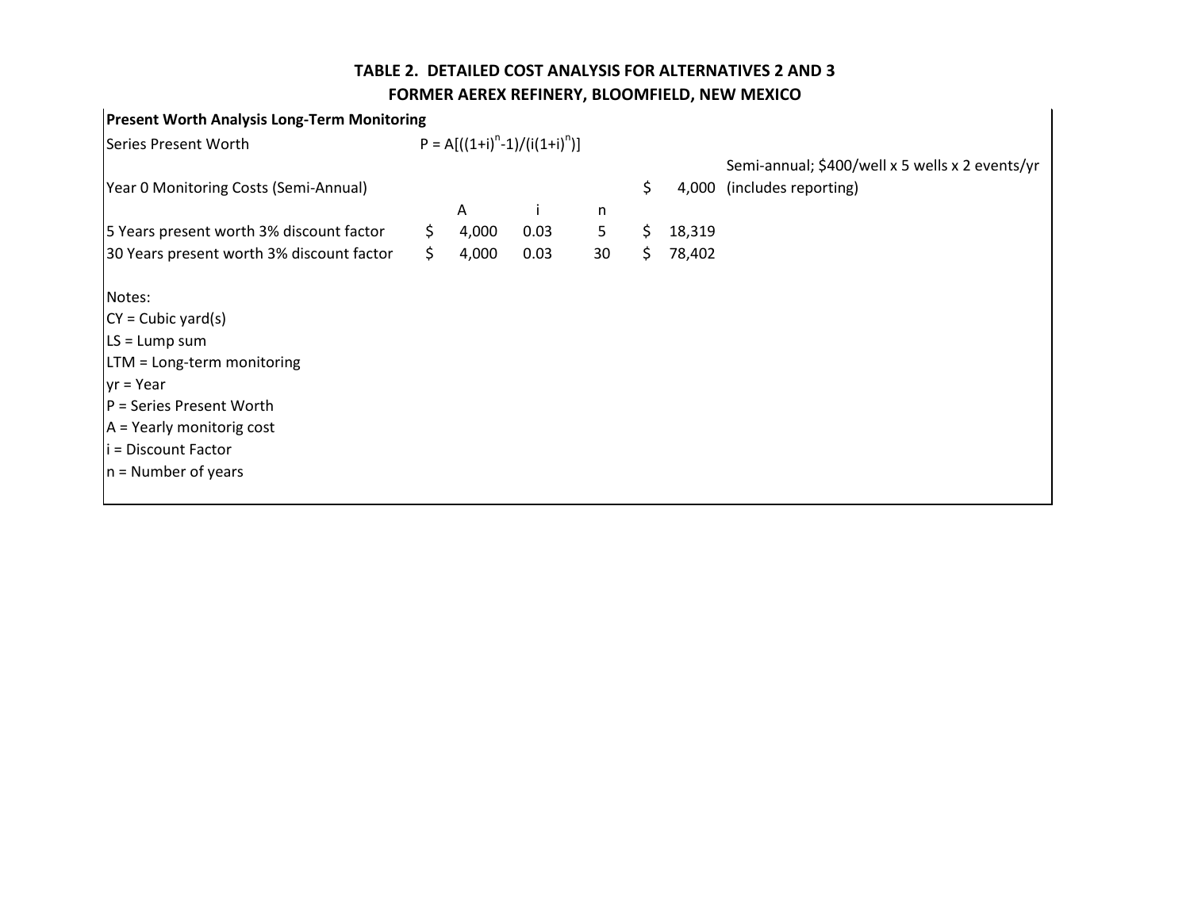# TABLE 2. DETAILED COST ANALYSIS FOR ALTERNATIVES 2 AND 3
## FORMER AEREX REFINERY, BLOOMFIELD, NEW MEXICO

**Present Worth Analysis Long-Term Monitoring**

| | | | | | |
|---|---|---|---|---|---|
| Series Present Worth | $P = A[((1+i)^n-1)/(i(1+i)^n)]$ | | | | |
| Year 0 Monitoring Costs (Semi-Annual) | | | | $ 4,000 | Semi-annual; $400/well x 5 wells x 2 events/yr (includes reporting) |
| | A | i | n | | |
| 5 Years present worth 3% discount factor | $ 4,000 | 0.03 | 5 | $ 18,319 | |
| 30 Years present worth 3% discount factor | $ 4,000 | 0.03 | 30 | $ 78,402 | |

Notes:
CY = Cubic yard(s)
LS = Lump sum
LTM = Long-term monitoring
yr = Year
P = Series Present Worth
A = Yearly monitorig cost
i = Discount Factor
n = Number of years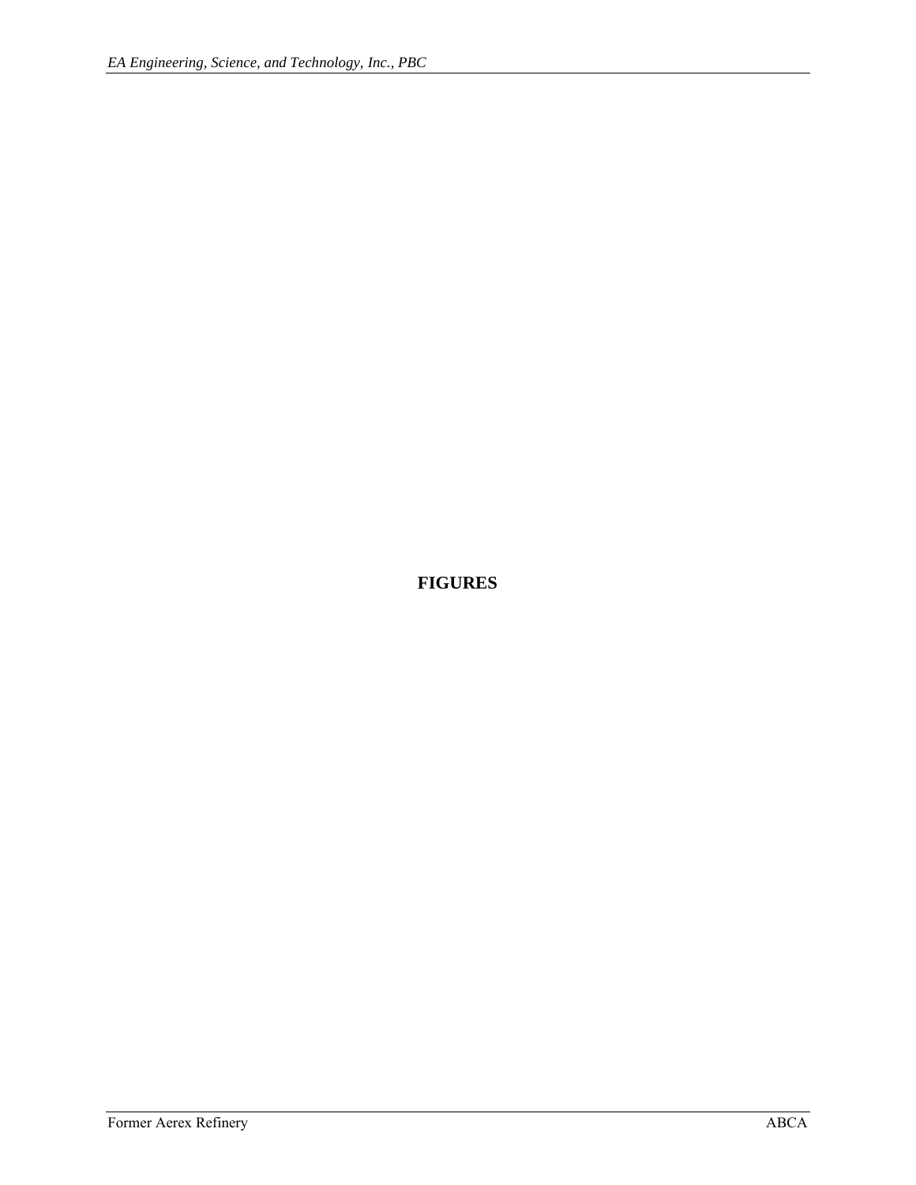# FIGURES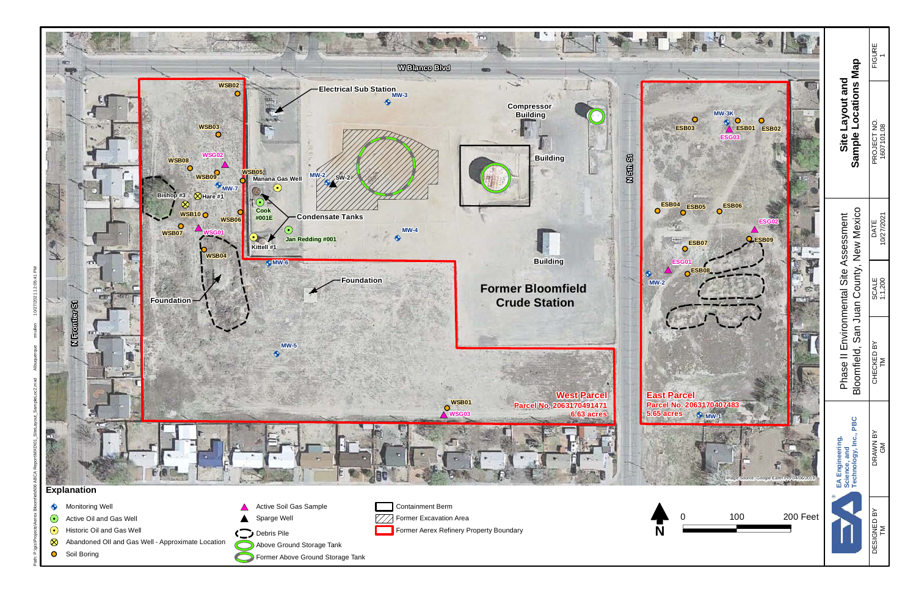W Blanco Blvd

Electrical Sub Station

MW-3

Compressor Building

Building

N 5th St

N Frontier St

WSB02

WSB03

WSB08

WSG02

WSB09

WSB05

Manana Gas Well

MW-2

SW-2

MW-7

Bishop #3

Hare #1

Cook #001E

WSB10

WSB06

Condensate Tanks

WSB07

WSG01

Kittell #1

Jan Redding #001

MW-4

WSB04

MW-6

Foundation

Foundation

Building

Former Bloomfield Crude Station

MW-5

WSB01

WSG03

West Parcel
Parcel No. 2063170491471
6.63 acres

MW-3K

ESB03

ESB01

ESB02

ESG03

ESB04

ESB05

ESB06

ESG02

ESB07

ESB09

ESG01

ESB08

MW-2

East Parcel
Parcel No. 2063170407483
5.65 acres

MW-1

Image Source: Google Earth Pro 04/06/2019

## Explanation

- Monitoring Well
- Active Oil and Gas Well
- Historic Oil and Gas Well
- Abandoned Oil and Gas Well - Approximate Location
- Soil Boring
- Active Soil Gas Sample
- Sparge Well
- Debris Pile
- Above Ground Storage Tank
- Former Above Ground Storage Tank
- Containment Berm
- Former Excavation Area
- Former Aerex Refinery Property Boundary

0 100 200 Feet

N

**Site Layout and Sample Locations Map**

Phase II Environmental Site Assessment
Bloomfield, San Juan County, New Mexico

EA Engineering, Science, and Technology, Inc., PBC

| | |
|---|---|
| FIGURE | 1 |
| PROJECT NO. | 1607101.08 |
| DATE | 10/27/2021 |
| SCALE | 1:1,200 |
| CHECKED BY | TM |
| DRAWN BY | GM |
| DESIGNED BY | TM |

Path: P:\gis\Projects\Aerex Bloomfield\06 ABCA Report\MXD\01_SiteLayout_SampleLoc2.mxd Albuquerque rmullen 10/27/2021 11:26:41 PM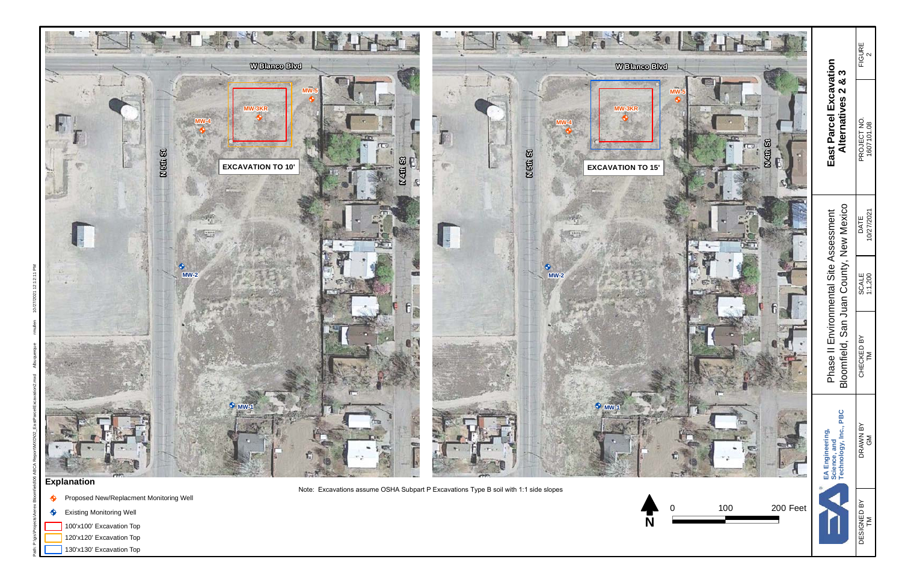W Blanco Blvd

MW-5

MW-3KR

MW-4

N 5th St

N 4th St

EXCAVATION TO 10'

MW-2

MW-1

W Blanco Blvd

MW-5

MW-3KR

MW-4

N 5th St

N 4th St

EXCAVATION TO 15'

MW-2

MW-1

**Explanation**

- Proposed New/Replacment Monitoring Well
- Existing Monitoring Well
- 100'x100' Excavation Top
- 120'x120' Excavation Top
- 130'x130' Excavation Top

Note: Excavations assume OSHA Subpart P Excavations Type B soil with 1:1 side slopes

N

0 100 200 Feet

**East Parcel Excavation Alternatives 2 & 3**

Phase II Environmental Site Assessment
Bloomfield, San Juan County, New Mexico

EA Engineering, Science, and Technology, Inc., PBC

| FIGURE | PROJECT NO. | DATE | SCALE | CHECKED BY | DRAWN BY | DESIGNED BY |
|---|---|---|---|---|---|---|
| 2 | 1607101.08 | 10/27/2021 | 1:1,200 | TM | GM | TM |

Path: P:\gis\Projects\Aerex Bloomfield\06 ABCA Report\MXD\02_EastParcelExcavation2.mxd Albuquerque rmullen 10/27/2021 12:12:11 PM